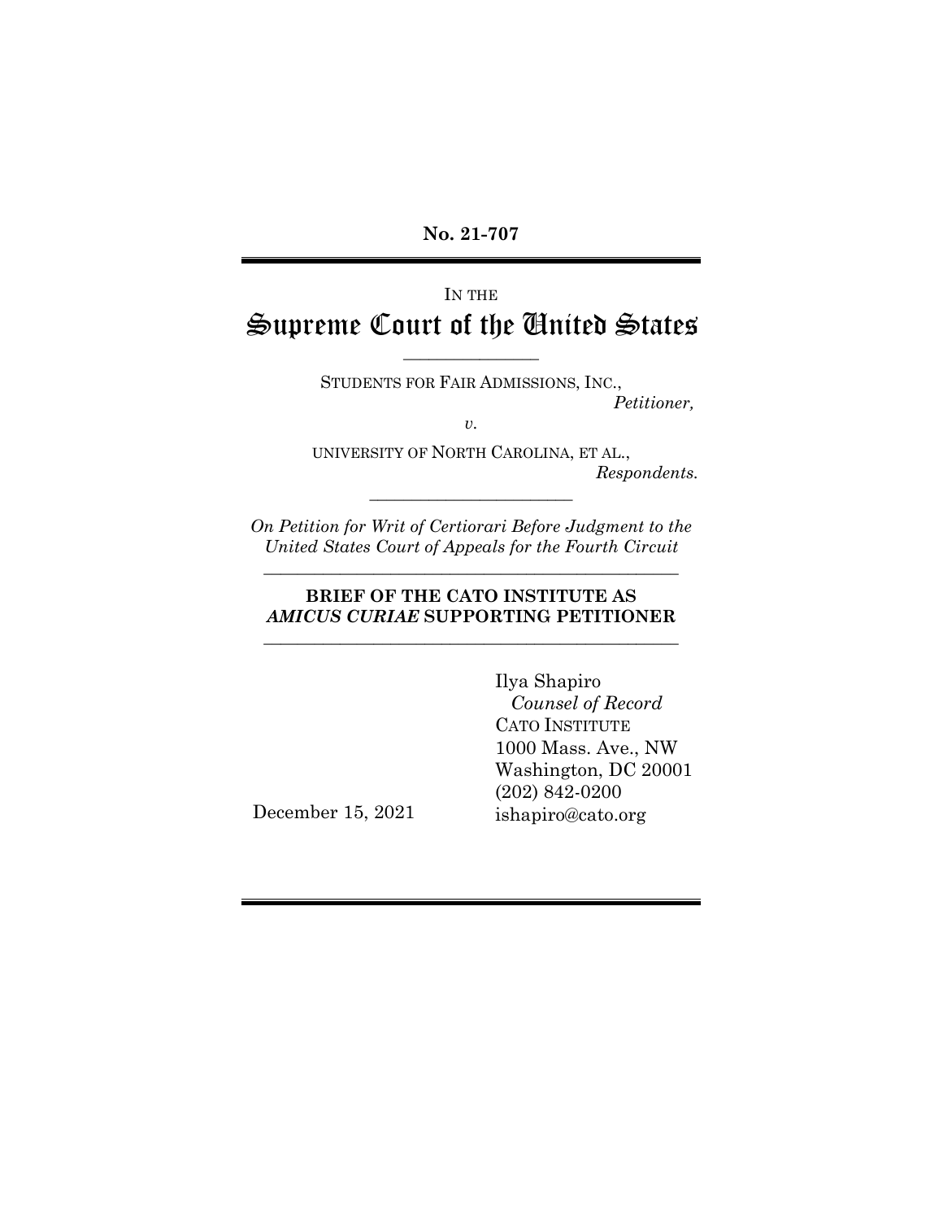**No. 21-707**

IN THE

# Supreme Court of the United States

---

STUDENTS FOR FAIR ADMISSIONS, INC.,
*Petitioner,*

*v.*

UNIVERSITY OF NORTH CAROLINA, ET AL.,
*Respondents.*

---

*On Petition for Writ of Certiorari Before Judgment to the United States Court of Appeals for the Fourth Circuit*

---

**BRIEF OF THE CATO INSTITUTE AS *AMICUS CURIAE* SUPPORTING PETITIONER**

---

Ilya Shapiro
*Counsel of Record*
CATO INSTITUTE
1000 Mass. Ave., NW
Washington, DC 20001
(202) 842-0200
ishapiro@cato.org

December 15, 2021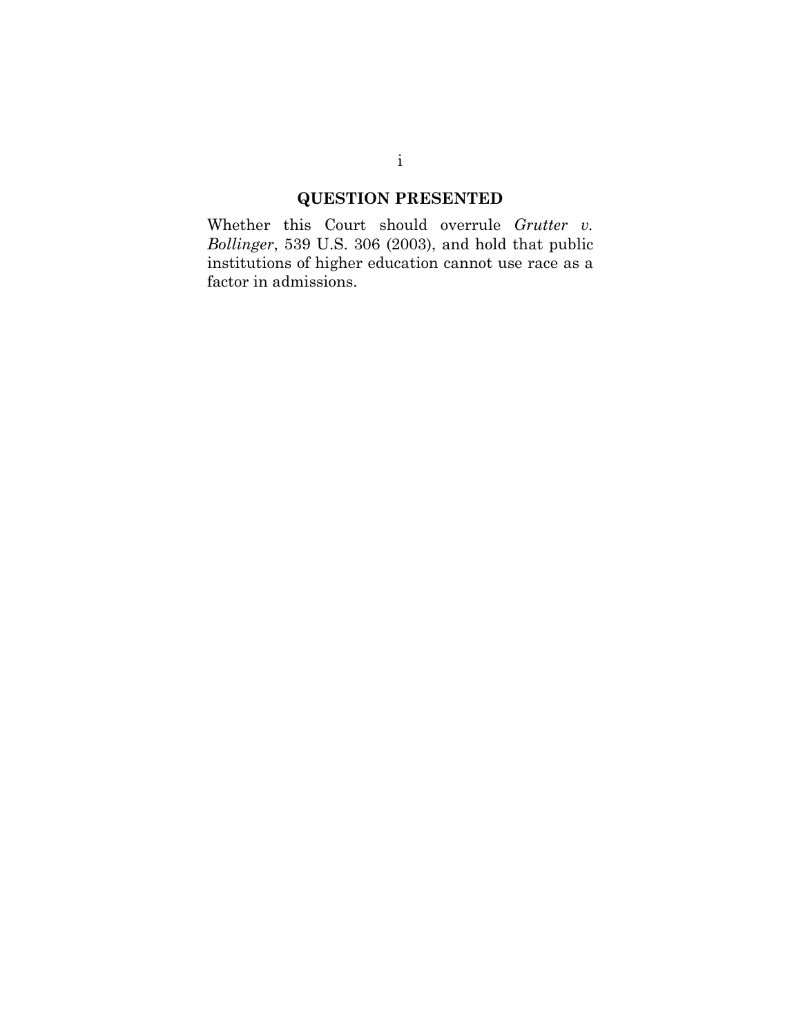## QUESTION PRESENTED

Whether this Court should overrule *Grutter v. Bollinger*, 539 U.S. 306 (2003), and hold that public institutions of higher education cannot use race as a factor in admissions.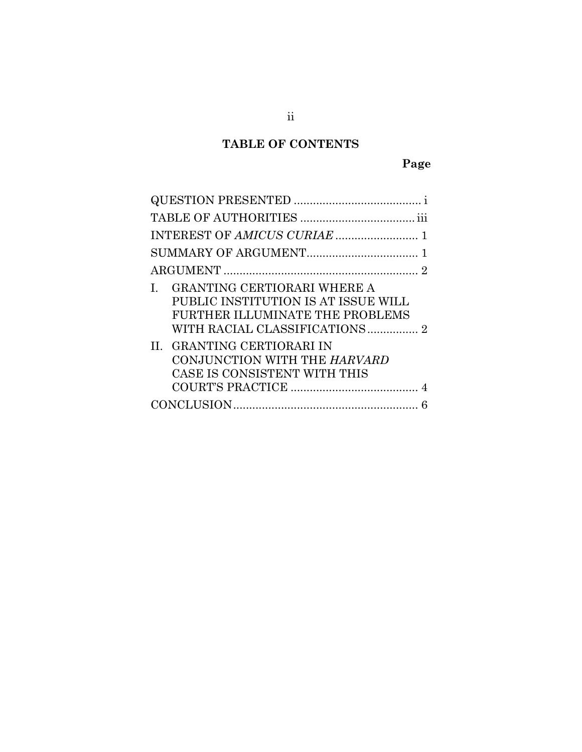## TABLE OF CONTENTS

| | Page |
|---|---|
| QUESTION PRESENTED | i |
| TABLE OF AUTHORITIES | iii |
| INTEREST OF *AMICUS CURIAE* | 1 |
| SUMMARY OF ARGUMENT | 1 |
| ARGUMENT | 2 |
| I. GRANTING CERTIORARI WHERE A PUBLIC INSTITUTION IS AT ISSUE WILL FURTHER ILLUMINATE THE PROBLEMS WITH RACIAL CLASSIFICATIONS | 2 |
| II. GRANTING CERTIORARI IN CONJUNCTION WITH THE *HARVARD* CASE IS CONSISTENT WITH THIS COURT'S PRACTICE | 4 |
| CONCLUSION | 6 |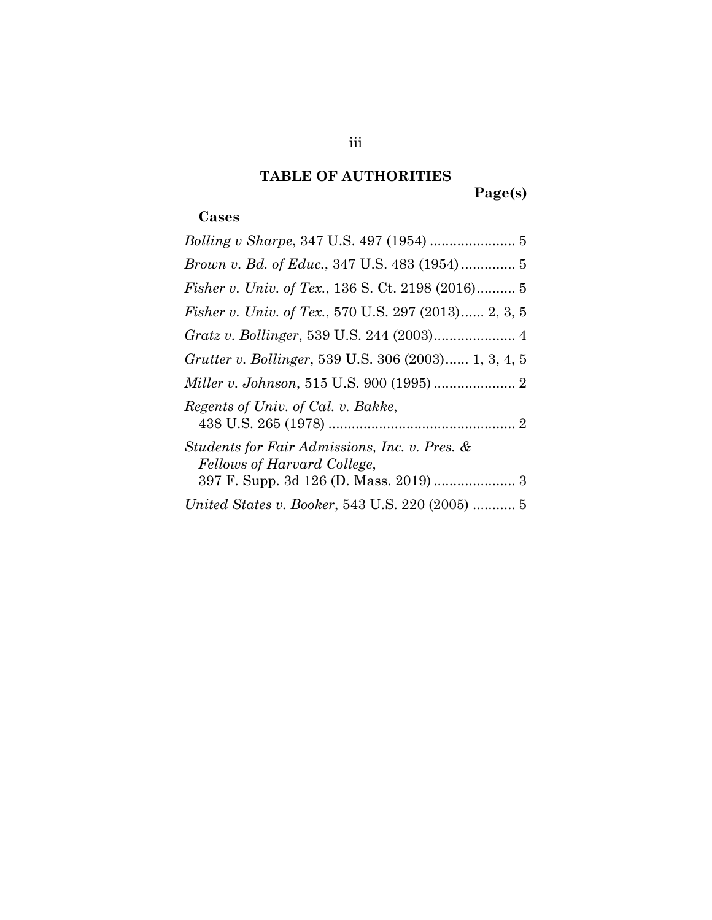## TABLE OF AUTHORITIES

**Page(s)**

**Cases**

*Bolling v Sharpe*, 347 U.S. 497 (1954) ...................... 5

*Brown v. Bd. of Educ.*, 347 U.S. 483 (1954) .............. 5

*Fisher v. Univ. of Tex.*, 136 S. Ct. 2198 (2016).......... 5

*Fisher v. Univ. of Tex.*, 570 U.S. 297 (2013)...... 2, 3, 5

*Gratz v. Bollinger*, 539 U.S. 244 (2003)..................... 4

*Grutter v. Bollinger*, 539 U.S. 306 (2003)...... 1, 3, 4, 5

*Miller v. Johnson*, 515 U.S. 900 (1995) ..................... 2

*Regents of Univ. of Cal. v. Bakke*,
438 U.S. 265 (1978) ................................................ 2

*Students for Fair Admissions, Inc. v. Pres. & Fellows of Harvard College*,
397 F. Supp. 3d 126 (D. Mass. 2019) ..................... 3

*United States v. Booker*, 543 U.S. 220 (2005) ........... 5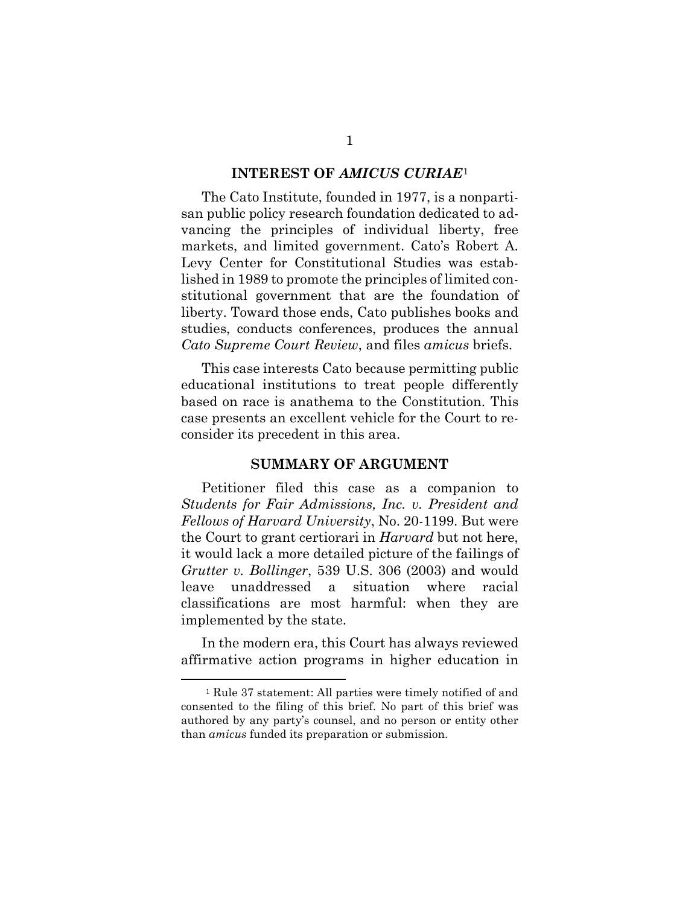## INTEREST OF *AMICUS CURIAE*[1]

The Cato Institute, founded in 1977, is a nonpartisan public policy research foundation dedicated to advancing the principles of individual liberty, free markets, and limited government. Cato's Robert A. Levy Center for Constitutional Studies was established in 1989 to promote the principles of limited constitutional government that are the foundation of liberty. Toward those ends, Cato publishes books and studies, conducts conferences, produces the annual *Cato Supreme Court Review*, and files *amicus* briefs.

This case interests Cato because permitting public educational institutions to treat people differently based on race is anathema to the Constitution. This case presents an excellent vehicle for the Court to reconsider its precedent in this area.

## SUMMARY OF ARGUMENT

Petitioner filed this case as a companion to *Students for Fair Admissions, Inc. v. President and Fellows of Harvard University*, No. 20-1199. But were the Court to grant certiorari in *Harvard* but not here, it would lack a more detailed picture of the failings of *Grutter v. Bollinger*, 539 U.S. 306 (2003) and would leave unaddressed a situation where racial classifications are most harmful: when they are implemented by the state.

In the modern era, this Court has always reviewed affirmative action programs in higher education in

[1] Rule 37 statement: All parties were timely notified of and consented to the filing of this brief. No part of this brief was authored by any party's counsel, and no person or entity other than *amicus* funded its preparation or submission.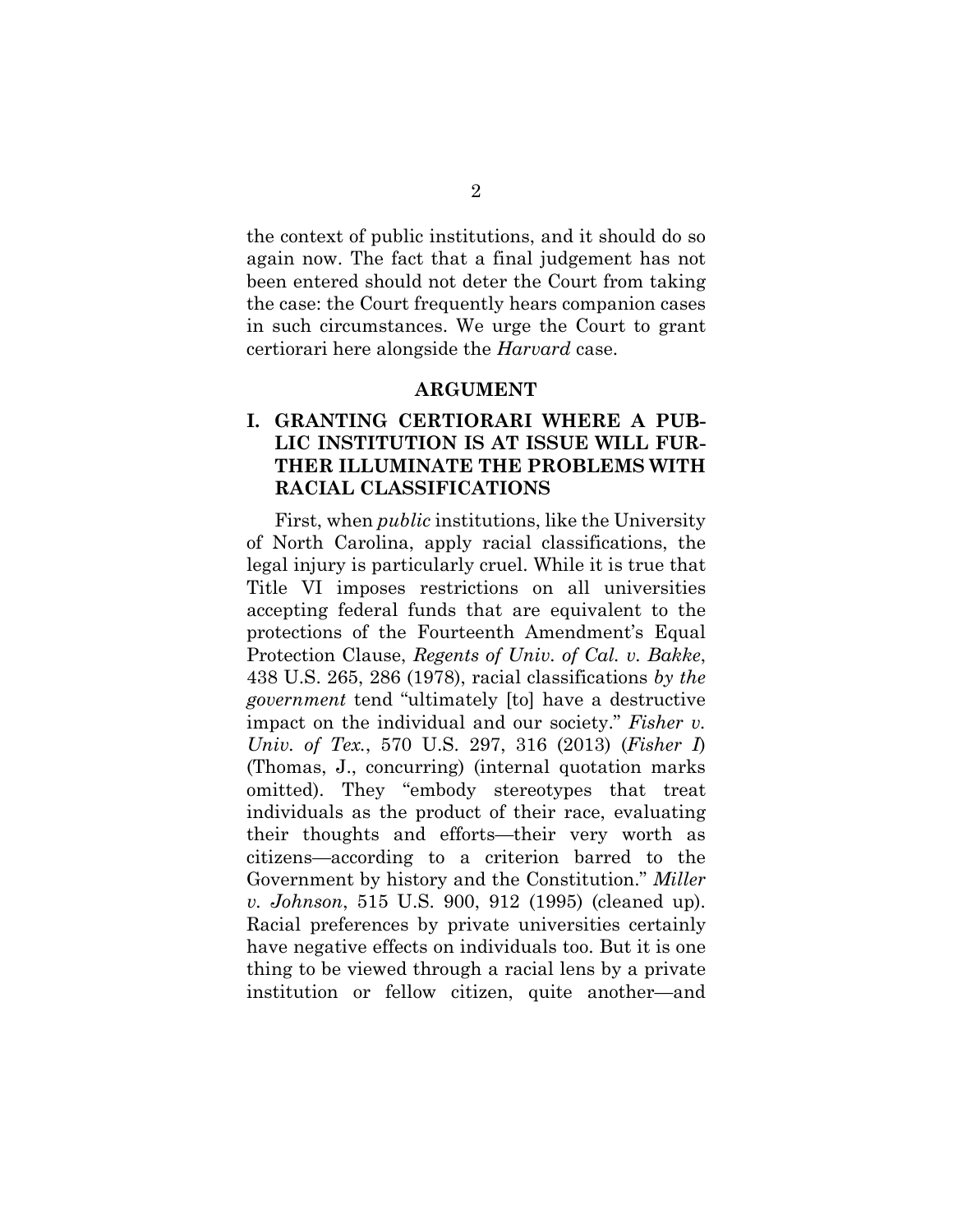the context of public institutions, and it should do so again now. The fact that a final judgement has not been entered should not deter the Court from taking the case: the Court frequently hears companion cases in such circumstances. We urge the Court to grant certiorari here alongside the *Harvard* case.

## ARGUMENT

### I. GRANTING CERTIORARI WHERE A PUBLIC INSTITUTION IS AT ISSUE WILL FURTHER ILLUMINATE THE PROBLEMS WITH RACIAL CLASSIFICATIONS

First, when *public* institutions, like the University of North Carolina, apply racial classifications, the legal injury is particularly cruel. While it is true that Title VI imposes restrictions on all universities accepting federal funds that are equivalent to the protections of the Fourteenth Amendment's Equal Protection Clause, *Regents of Univ. of Cal. v. Bakke*, 438 U.S. 265, 286 (1978), racial classifications *by the government* tend "ultimately [to] have a destructive impact on the individual and our society." *Fisher v. Univ. of Tex.*, 570 U.S. 297, 316 (2013) (*Fisher I*) (Thomas, J., concurring) (internal quotation marks omitted). They "embody stereotypes that treat individuals as the product of their race, evaluating their thoughts and efforts—their very worth as citizens—according to a criterion barred to the Government by history and the Constitution." *Miller v. Johnson*, 515 U.S. 900, 912 (1995) (cleaned up). Racial preferences by private universities certainly have negative effects on individuals too. But it is one thing to be viewed through a racial lens by a private institution or fellow citizen, quite another—and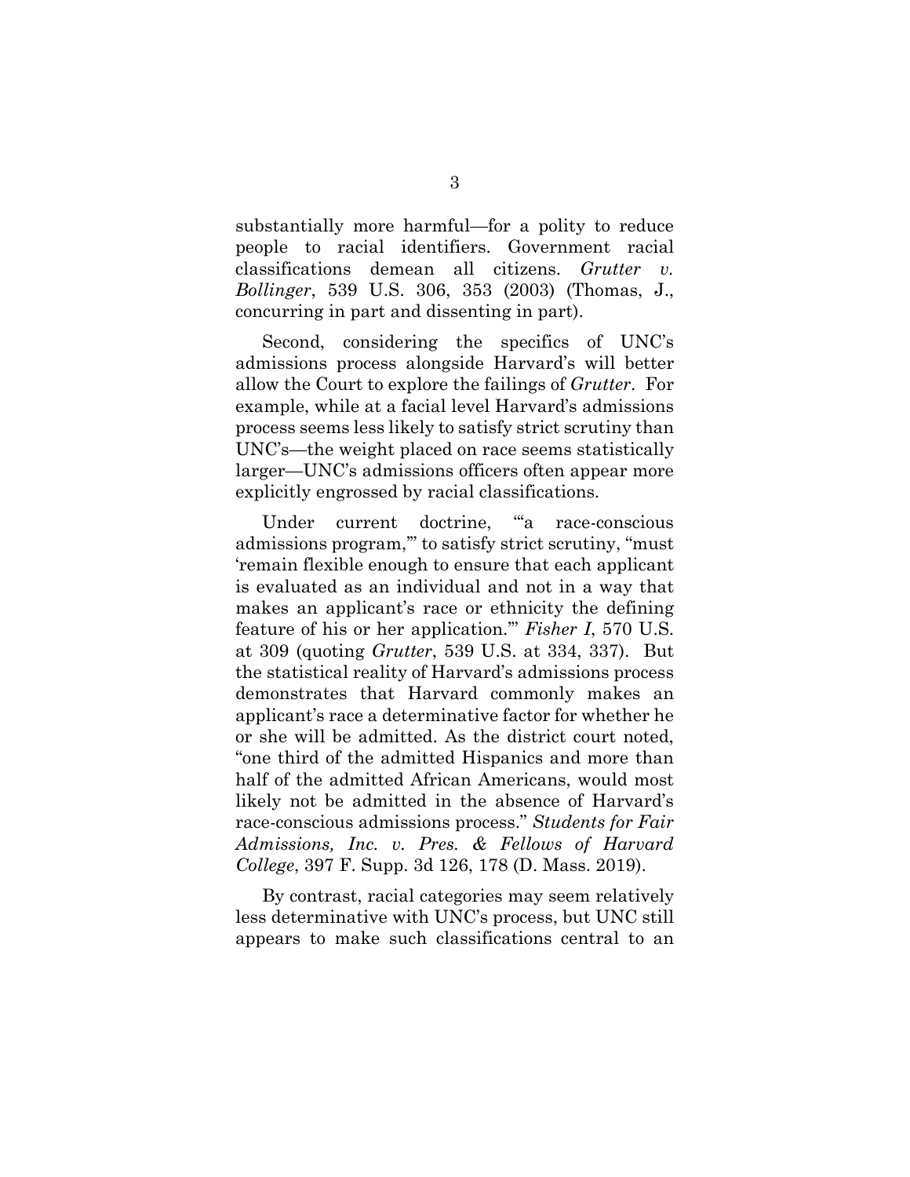substantially more harmful—for a polity to reduce people to racial identifiers. Government racial classifications demean all citizens. *Grutter v. Bollinger*, 539 U.S. 306, 353 (2003) (Thomas, J., concurring in part and dissenting in part).

Second, considering the specifics of UNC's admissions process alongside Harvard's will better allow the Court to explore the failings of *Grutter*. For example, while at a facial level Harvard's admissions process seems less likely to satisfy strict scrutiny than UNC's—the weight placed on race seems statistically larger—UNC's admissions officers often appear more explicitly engrossed by racial classifications.

Under current doctrine, "'a race-conscious admissions program,'" to satisfy strict scrutiny, "must 'remain flexible enough to ensure that each applicant is evaluated as an individual and not in a way that makes an applicant's race or ethnicity the defining feature of his or her application.'" *Fisher I*, 570 U.S. at 309 (quoting *Grutter*, 539 U.S. at 334, 337). But the statistical reality of Harvard's admissions process demonstrates that Harvard commonly makes an applicant's race a determinative factor for whether he or she will be admitted. As the district court noted, "one third of the admitted Hispanics and more than half of the admitted African Americans, would most likely not be admitted in the absence of Harvard's race-conscious admissions process." *Students for Fair Admissions, Inc. v. Pres. & Fellows of Harvard College*, 397 F. Supp. 3d 126, 178 (D. Mass. 2019).

By contrast, racial categories may seem relatively less determinative with UNC's process, but UNC still appears to make such classifications central to an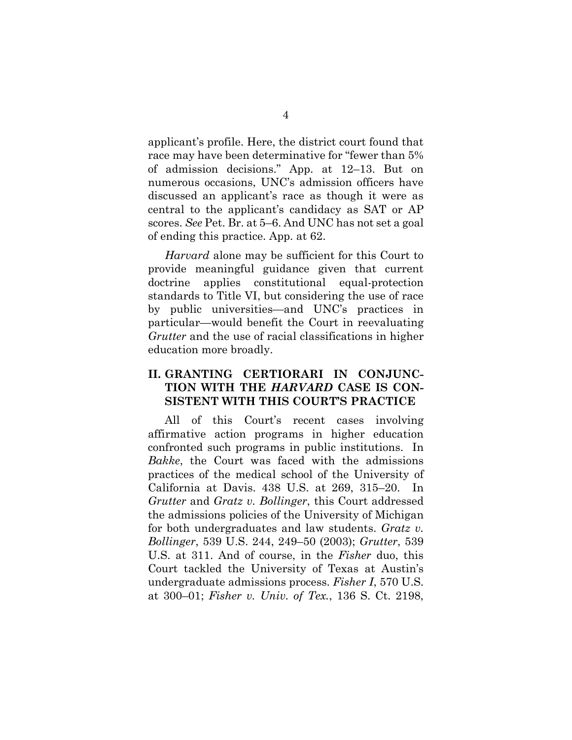applicant's profile. Here, the district court found that race may have been determinative for "fewer than 5% of admission decisions." App. at 12–13. But on numerous occasions, UNC's admission officers have discussed an applicant's race as though it were as central to the applicant's candidacy as SAT or AP scores. *See* Pet. Br. at 5–6. And UNC has not set a goal of ending this practice. App. at 62.

*Harvard* alone may be sufficient for this Court to provide meaningful guidance given that current doctrine applies constitutional equal-protection standards to Title VI, but considering the use of race by public universities—and UNC's practices in particular—would benefit the Court in reevaluating *Grutter* and the use of racial classifications in higher education more broadly.

## II. GRANTING CERTIORARI IN CONJUNCTION WITH THE *HARVARD* CASE IS CONSISTENT WITH THIS COURT'S PRACTICE

All of this Court's recent cases involving affirmative action programs in higher education confronted such programs in public institutions. In *Bakke*, the Court was faced with the admissions practices of the medical school of the University of California at Davis. 438 U.S. at 269, 315–20. In *Grutter* and *Gratz v. Bollinger*, this Court addressed the admissions policies of the University of Michigan for both undergraduates and law students. *Gratz v. Bollinger*, 539 U.S. 244, 249–50 (2003); *Grutter*, 539 U.S. at 311. And of course, in the *Fisher* duo, this Court tackled the University of Texas at Austin's undergraduate admissions process. *Fisher I*, 570 U.S. at 300–01; *Fisher v. Univ. of Tex.*, 136 S. Ct. 2198,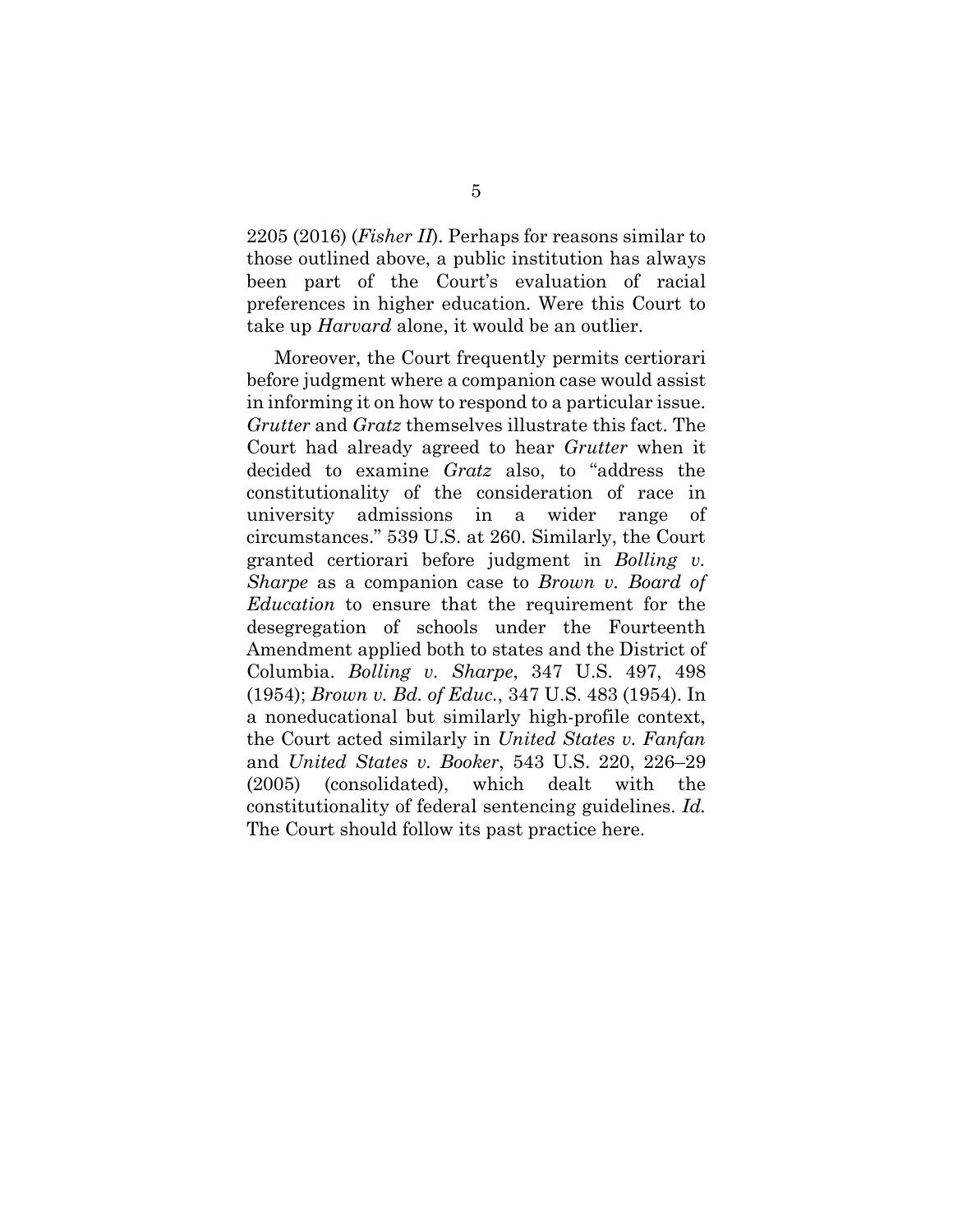2205 (2016) (*Fisher II*). Perhaps for reasons similar to those outlined above, a public institution has always been part of the Court's evaluation of racial preferences in higher education. Were this Court to take up *Harvard* alone, it would be an outlier.

Moreover, the Court frequently permits certiorari before judgment where a companion case would assist in informing it on how to respond to a particular issue. *Grutter* and *Gratz* themselves illustrate this fact. The Court had already agreed to hear *Grutter* when it decided to examine *Gratz* also, to "address the constitutionality of the consideration of race in university admissions in a wider range of circumstances." 539 U.S. at 260. Similarly, the Court granted certiorari before judgment in *Bolling v. Sharpe* as a companion case to *Brown v. Board of Education* to ensure that the requirement for the desegregation of schools under the Fourteenth Amendment applied both to states and the District of Columbia. *Bolling v. Sharpe*, 347 U.S. 497, 498 (1954); *Brown v. Bd. of Educ.*, 347 U.S. 483 (1954). In a noneducational but similarly high-profile context, the Court acted similarly in *United States v. Fanfan* and *United States v. Booker*, 543 U.S. 220, 226–29 (2005) (consolidated), which dealt with the constitutionality of federal sentencing guidelines. *Id.* The Court should follow its past practice here.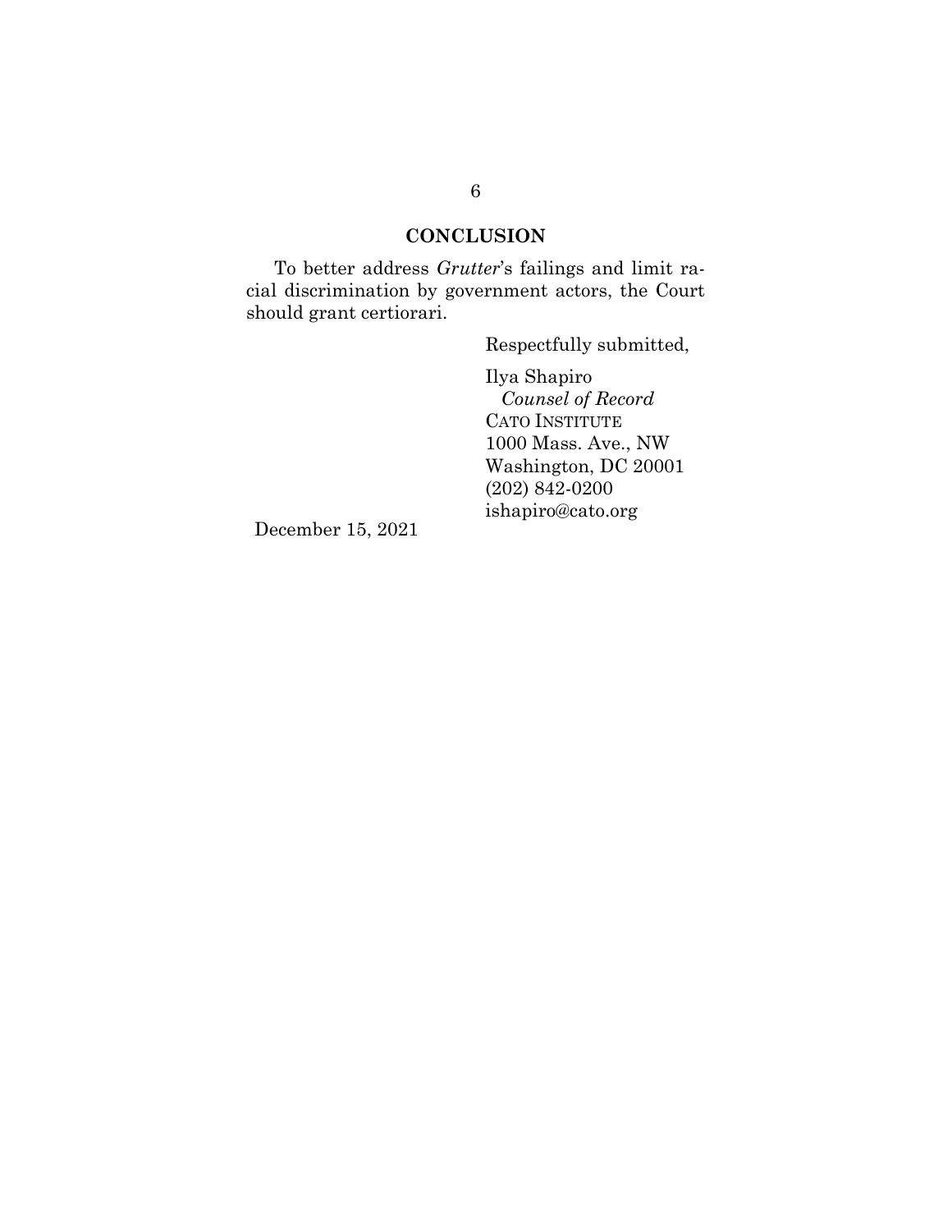## CONCLUSION

To better address *Grutter*'s failings and limit racial discrimination by government actors, the Court should grant certiorari.

Respectfully submitted,

Ilya Shapiro
*Counsel of Record*
CATO INSTITUTE
1000 Mass. Ave., NW
Washington, DC 20001
(202) 842-0200
ishapiro@cato.org

December 15, 2021